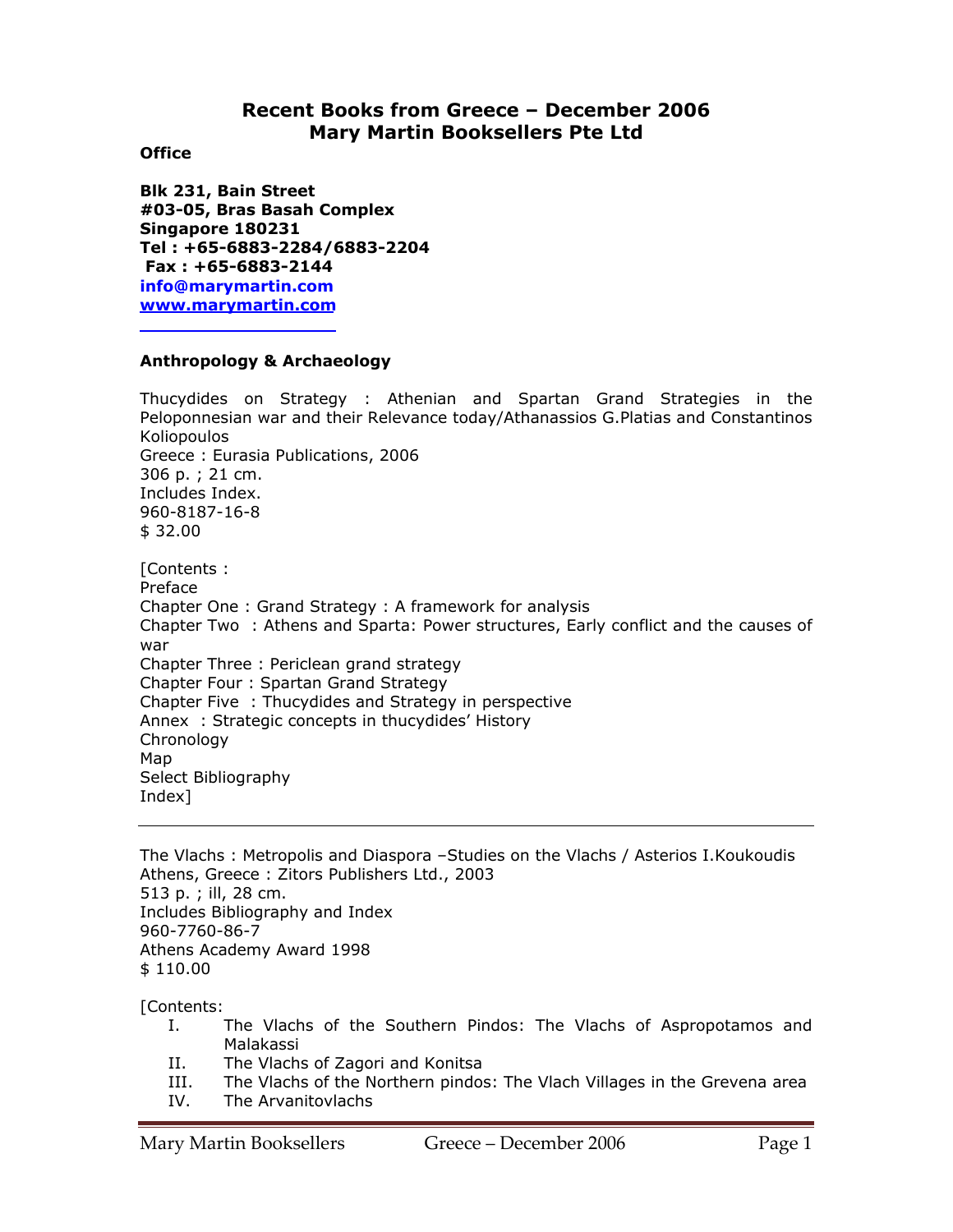# Recent Books from Greece – December 2006
# Mary Martin Booksellers Pte Ltd

**Office**

**Blk 231, Bain Street**
**#03-05, Bras Basah Complex**
**Singapore 180231**
**Tel : +65-6883-2284/6883-2204**
**Fax : +65-6883-2144**
**info@marymartin.com**
**www.marymartin.com**

---

### Anthropology & Archaeology

Thucydides on Strategy : Athenian and Spartan Grand Strategies in the Peloponnesian war and their Relevance today/Athanassios G.Platias and Constantinos Koliopoulos
Greece : Eurasia Publications, 2006
306 p. ; 21 cm.
Includes Index.
960-8187-16-8
$ 32.00

[Contents :
Preface
Chapter One : Grand Strategy : A framework for analysis
Chapter Two : Athens and Sparta: Power structures, Early conflict and the causes of war
Chapter Three : Periclean grand strategy
Chapter Four : Spartan Grand Strategy
Chapter Five : Thucydides and Strategy in perspective
Annex : Strategic concepts in thucydides' History
Chronology
Map
Select Bibliography
Index]

---

The Vlachs : Metropolis and Diaspora –Studies on the Vlachs / Asterios I.Koukoudis
Athens, Greece : Zitors Publishers Ltd., 2003
513 p. ; ill, 28 cm.
Includes Bibliography and Index
960-7760-86-7
Athens Academy Award 1998
$ 110.00

[Contents:

I. The Vlachs of the Southern Pindos: The Vlachs of Aspropotamos and Malakassi
II. The Vlachs of Zagori and Konitsa
III. The Vlachs of the Northern pindos: The Vlach Villages in the Grevena area
IV. The Arvanitovlachs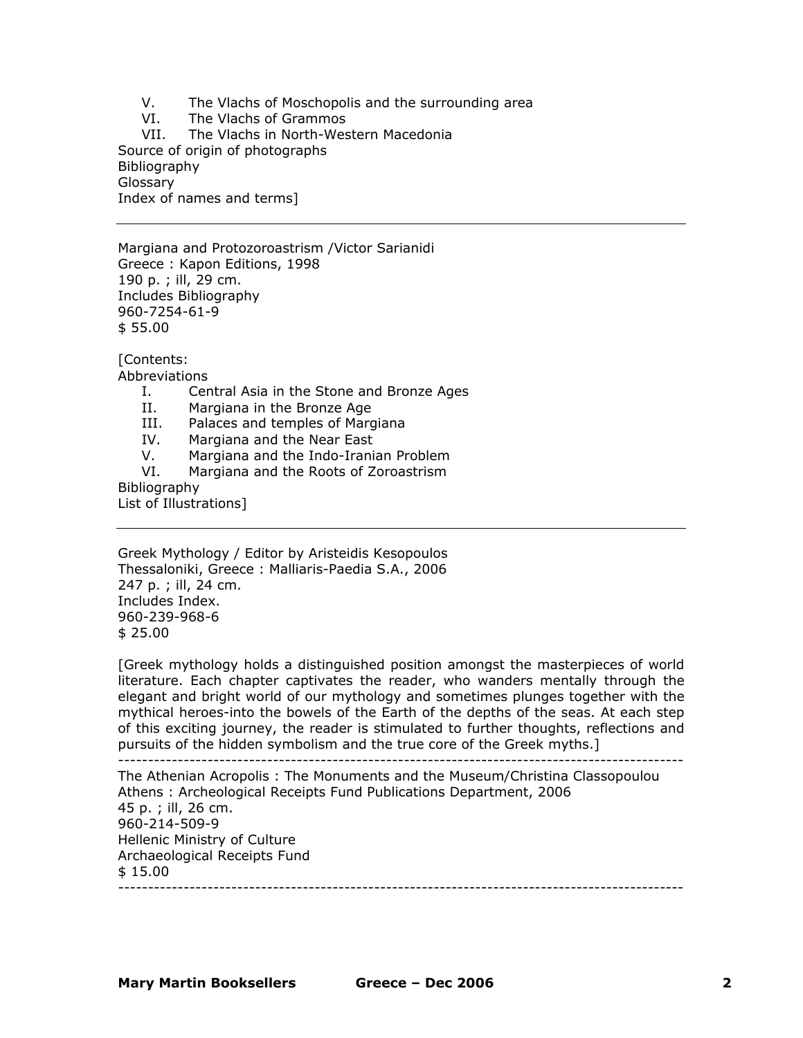V. The Vlachs of Moschopolis and the surrounding area
VI. The Vlachs of Grammos
VII. The Vlachs in North-Western Macedonia

Source of origin of photographs
Bibliography
Glossary
Index of names and terms]

---

Margiana and Protozoroastrism /Victor Sarianidi
Greece : Kapon Editions, 1998
190 p. ; ill, 29 cm.
Includes Bibliography
960-7254-61-9
$ 55.00

[Contents:
Abbreviations

I. Central Asia in the Stone and Bronze Ages
II. Margiana in the Bronze Age
III. Palaces and temples of Margiana
IV. Margiana and the Near East
V. Margiana and the Indo-Iranian Problem
VI. Margiana and the Roots of Zoroastrism

Bibliography
List of Illustrations]

---

Greek Mythology / Editor by Aristeidis Kesopoulos
Thessaloniki, Greece : Malliaris-Paedia S.A., 2006
247 p. ; ill, 24 cm.
Includes Index.
960-239-968-6
$ 25.00

[Greek mythology holds a distinguished position amongst the masterpieces of world literature. Each chapter captivates the reader, who wanders mentally through the elegant and bright world of our mythology and sometimes plunges together with the mythical heroes-into the bowels of the Earth of the depths of the seas. At each step of this exciting journey, the reader is stimulated to further thoughts, reflections and pursuits of the hidden symbolism and the true core of the Greek myths.]

---

The Athenian Acropolis : The Monuments and the Museum/Christina Classopoulou
Athens : Archeological Receipts Fund Publications Department, 2006
45 p. ; ill, 26 cm.
960-214-509-9
Hellenic Ministry of Culture
Archaeological Receipts Fund
$ 15.00

---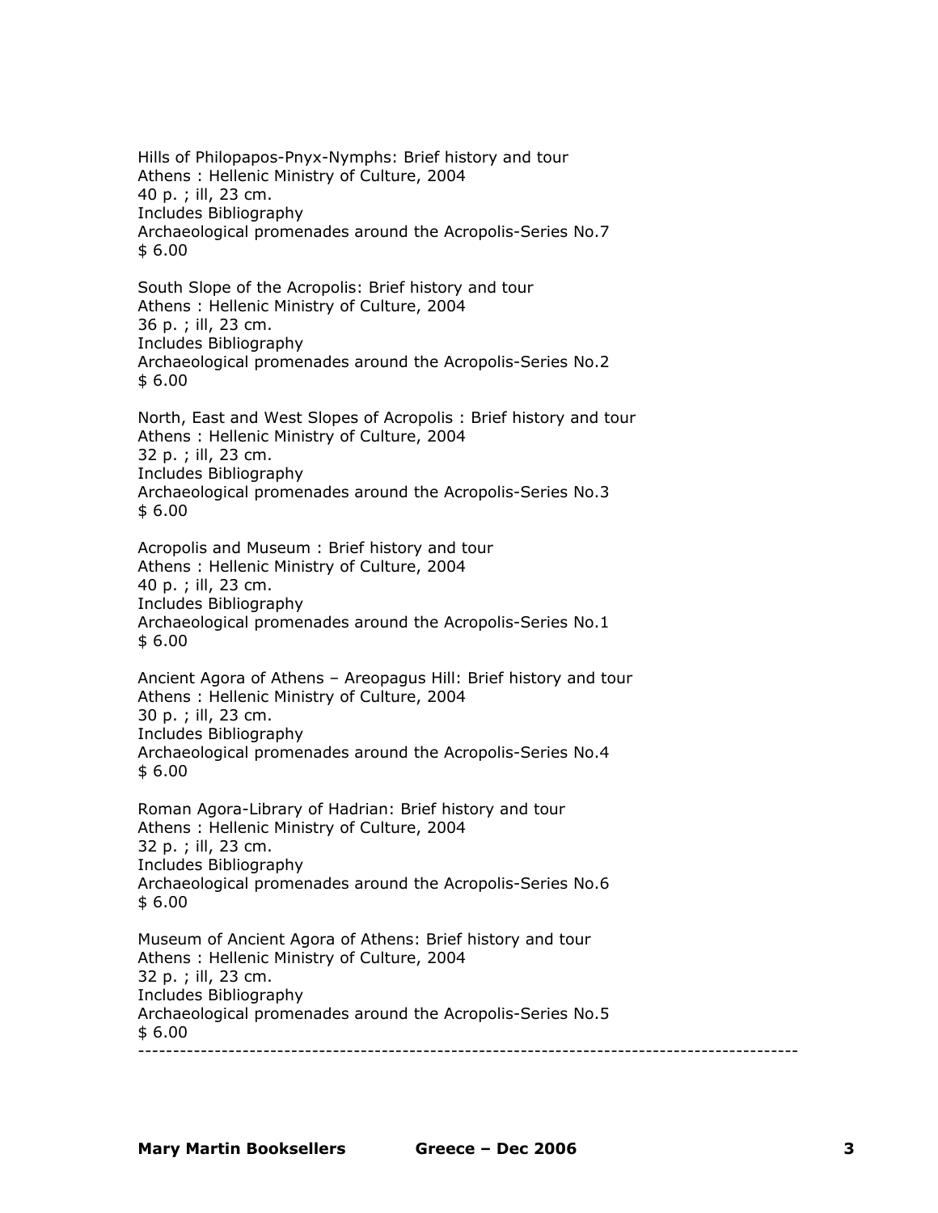Hills of Philopapos-Pnyx-Nymphs: Brief history and tour
Athens : Hellenic Ministry of Culture, 2004
40 p. ; ill, 23 cm.
Includes Bibliography
Archaeological promenades around the Acropolis-Series No.7
$ 6.00

South Slope of the Acropolis: Brief history and tour
Athens : Hellenic Ministry of Culture, 2004
36 p. ; ill, 23 cm.
Includes Bibliography
Archaeological promenades around the Acropolis-Series No.2
$ 6.00

North, East and West Slopes of Acropolis : Brief history and tour
Athens : Hellenic Ministry of Culture, 2004
32 p. ; ill, 23 cm.
Includes Bibliography
Archaeological promenades around the Acropolis-Series No.3
$ 6.00

Acropolis and Museum : Brief history and tour
Athens : Hellenic Ministry of Culture, 2004
40 p. ; ill, 23 cm.
Includes Bibliography
Archaeological promenades around the Acropolis-Series No.1
$ 6.00

Ancient Agora of Athens – Areopagus Hill: Brief history and tour
Athens : Hellenic Ministry of Culture, 2004
30 p. ; ill, 23 cm.
Includes Bibliography
Archaeological promenades around the Acropolis-Series No.4
$ 6.00

Roman Agora-Library of Hadrian: Brief history and tour
Athens : Hellenic Ministry of Culture, 2004
32 p. ; ill, 23 cm.
Includes Bibliography
Archaeological promenades around the Acropolis-Series No.6
$ 6.00

Museum of Ancient Agora of Athens: Brief history and tour
Athens : Hellenic Ministry of Culture, 2004
32 p. ; ill, 23 cm.
Includes Bibliography
Archaeological promenades around the Acropolis-Series No.5
$ 6.00

---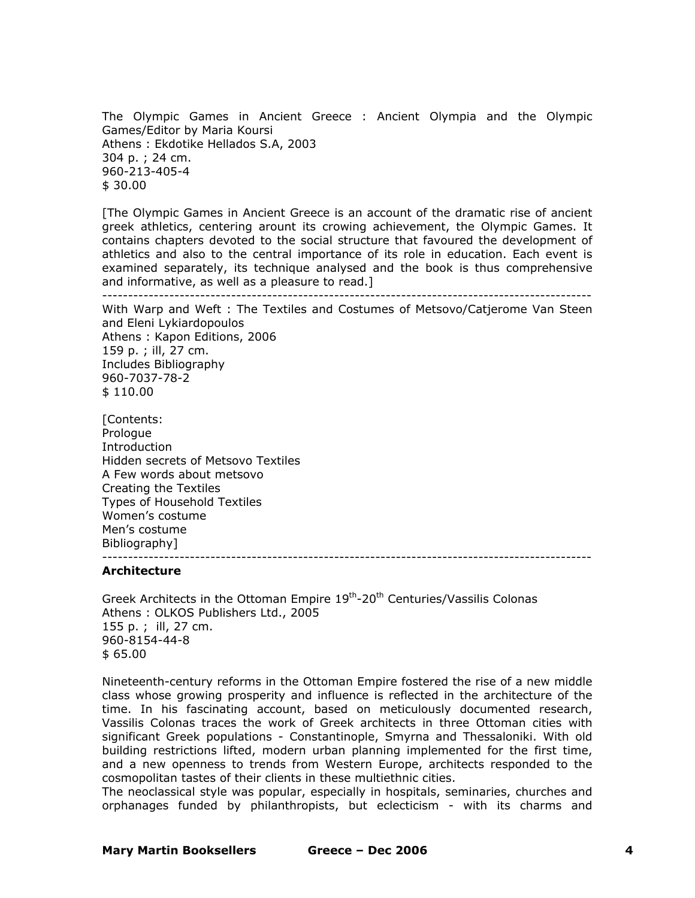The Olympic Games in Ancient Greece : Ancient Olympia and the Olympic Games/Editor by Maria Koursi
Athens : Ekdotike Hellados S.A, 2003
304 p. ; 24 cm.
960-213-405-4
$ 30.00

[The Olympic Games in Ancient Greece is an account of the dramatic rise of ancient greek athletics, centering aroun its crowing achievement, the Olympic Games. It contains chapters devoted to the social structure that favoured the development of athletics and also to the central importance of its role in education. Each event is examined separately, its technique analysed and the book is thus comprehensive and informative, as well as a pleasure to read.]

---

With Warp and Weft : The Textiles and Costumes of Metsovo/Catjerome Van Steen and Eleni Lykiardopoulos
Athens : Kapon Editions, 2006
159 p. ; ill, 27 cm.
Includes Bibliography
960-7037-78-2
$ 110.00

[Contents:
Prologue
Introduction
Hidden secrets of Metsovo Textiles
A Few words about metsovo
Creating the Textiles
Types of Household Textiles
Women's costume
Men's costume
Bibliography]

---

**Architecture**

Greek Architects in the Ottoman Empire 19th-20th Centuries/Vassilis Colonas
Athens : OLKOS Publishers Ltd., 2005
155 p. ; ill, 27 cm.
960-8154-44-8
$ 65.00

Nineteenth-century reforms in the Ottoman Empire fostered the rise of a new middle class whose growing prosperity and influence is reflected in the architecture of the time. In his fascinating account, based on meticulously documented research, Vassilis Colonas traces the work of Greek architects in three Ottoman cities with significant Greek populations - Constantinople, Smyrna and Thessaloniki. With old building restrictions lifted, modern urban planning implemented for the first time, and a new openness to trends from Western Europe, architects responded to the cosmopolitan tastes of their clients in these multiethnic cities.
The neoclassical style was popular, especially in hospitals, seminaries, churches and orphanages funded by philanthropists, but eclecticism - with its charms and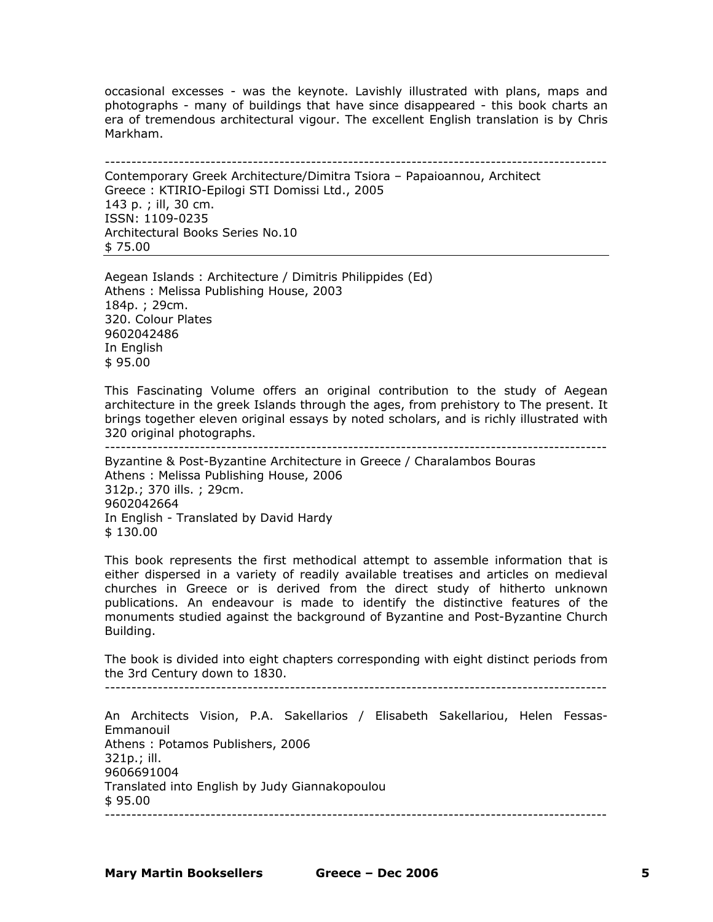occasional excesses - was the keynote. Lavishly illustrated with plans, maps and photographs - many of buildings that have since disappeared - this book charts an era of tremendous architectural vigour. The excellent English translation is by Chris Markham.

---

Contemporary Greek Architecture/Dimitra Tsiora – Papaioannou, Architect
Greece : KTIRIO-Epilogi STI Domissi Ltd., 2005
143 p. ; ill, 30 cm.
ISSN: 1109-0235
Architectural Books Series No.10
$ 75.00

---

Aegean Islands : Architecture / Dimitris Philippides (Ed)
Athens : Melissa Publishing House, 2003
184p. ; 29cm.
320. Colour Plates
9602042486
In English
$ 95.00

This Fascinating Volume offers an original contribution to the study of Aegean architecture in the greek Islands through the ages, from prehistory to The present. It brings together eleven original essays by noted scholars, and is richly illustrated with 320 original photographs.

---

Byzantine & Post-Byzantine Architecture in Greece / Charalambos Bouras
Athens : Melissa Publishing House, 2006
312p.; 370 ills. ; 29cm.
9602042664
In English - Translated by David Hardy
$ 130.00

This book represents the first methodical attempt to assemble information that is either dispersed in a variety of readily available treatises and articles on medieval churches in Greece or is derived from the direct study of hitherto unknown publications. An endeavour is made to identify the distinctive features of the monuments studied against the background of Byzantine and Post-Byzantine Church Building.

The book is divided into eight chapters corresponding with eight distinct periods from the 3rd Century down to 1830.

---

An Architects Vision, P.A. Sakellarios / Elisabeth Sakellariou, Helen Fessas-Emmanouil
Athens : Potamos Publishers, 2006
321p.; ill.
9606691004
Translated into English by Judy Giannakopoulou
$ 95.00

---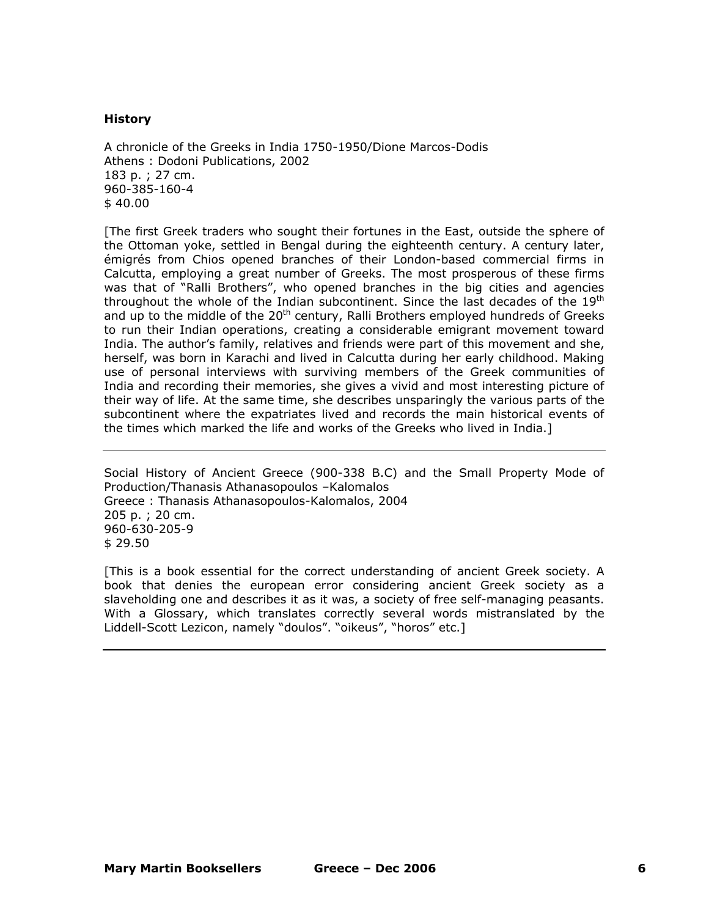**History**

A chronicle of the Greeks in India 1750-1950/Dione Marcos-Dodis
Athens : Dodoni Publications, 2002
183 p. ; 27 cm.
960-385-160-4
$ 40.00

[The first Greek traders who sought their fortunes in the East, outside the sphere of the Ottoman yoke, settled in Bengal during the eighteenth century. A century later, émigrés from Chios opened branches of their London-based commercial firms in Calcutta, employing a great number of Greeks. The most prosperous of these firms was that of "Ralli Brothers", who opened branches in the big cities and agencies throughout the whole of the Indian subcontinent. Since the last decades of the 19th and up to the middle of the 20th century, Ralli Brothers employed hundreds of Greeks to run their Indian operations, creating a considerable emigrant movement toward India. The author's family, relatives and friends were part of this movement and she, herself, was born in Karachi and lived in Calcutta during her early childhood. Making use of personal interviews with surviving members of the Greek communities of India and recording their memories, she gives a vivid and most interesting picture of their way of life. At the same time, she describes unsparingly the various parts of the subcontinent where the expatriates lived and records the main historical events of the times which marked the life and works of the Greeks who lived in India.]

---

Social History of Ancient Greece (900-338 B.C) and the Small Property Mode of Production/Thanasis Athanasopoulos –Kalomalos
Greece : Thanasis Athanasopoulos-Kalomalos, 2004
205 p. ; 20 cm.
960-630-205-9
$ 29.50

[This is a book essential for the correct understanding of ancient Greek society. A book that denies the european error considering ancient Greek society as a slaveholding one and describes it as it was, a society of free self-managing peasants. With a Glossary, which translates correctly several words mistranslated by the Liddell-Scott Lezicon, namely "doulos". "oikeus", "horos" etc.]

---